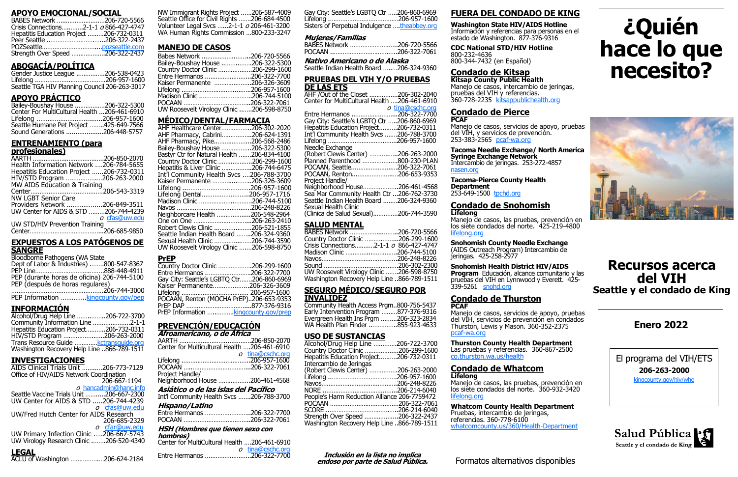## APOYO EMOCIONAL/SOCIAL

BABES Network ..........................206-720-5566
Crisis Connections..........2-1-1 o 866-427-4747
Hepatitis Education Project .........206-732-0311
Peer Seattle ..................................206-322-2437
POZSeattle..................................pozseattle.com
Strength Over Speed ..................206-322-2437

## ABOGACÍA/POLÍTICA

Gender Justice League ...............206-538-0423
Lifelong .......................................206-957-1600
Seattle TGA HIV Planning Council 206-263-3017

## APOYO PRÁCTICO

Bailey-Boushay House .................206-322-5300
Center For MultiCultural Health ...206-461-6910
Lifelong ...................................206-957-1600
Seattle Humane Pet Project ........425-649-7566
Sound Generations ....................206-448-5757

## ENTRENAMIENTO (para profesionales)

AARTH .......................................206-850-2070
Health Information Network ....206-784-5655
Hepatitis Education Project ......206-732-0311
HIV/STD Program ....................206-263-2000
MW AIDS Education & Training Center.......................................206-543-3319
NW LGBT Senior Care Providers Network ...................206-849-3511
UW Center for AIDS & STD .........206-744-4239
o cfas@uw.edu
UW STD/HIV Prevention Training Center.........................................206-685-9850

## EXPUESTOS A LOS PATÓGENOS DE SANGRE

Bloodborne Pathogens (WA State Dept of Labor & Industries) ........800-547-8367
PEP Line......................................888-448-4911
PEP (durante horas de oficina) 206-744-5100
PEP (después de horas regulares) ...................................................206-744-3000
PEP Information .............kingcounty.gov/pep

## INFORMACIÓN

Alcohol/Drug Help Line ................206-722-3700
Community Information Line .......................2-1-1
Hepatitis Education Project...........206-732-0311
HIV/STD Program .....................206-263-2000
Trans Resource Guide .............kctransguide.org
Washington Recovery Help Line ..866-789-1511

## INVESTIGACIONES

AIDS Clinical Trials Unit ...........206-773-7129
Office of HIV/AIDS Network Coordination 206-667-1194
o hancadmin@hanc.info
Seattle Vaccine Trials Unit ...........206-667-2300
UW Center for AIDS & STD .....206-744-4239
o cfas@uw.edu
UW/Fred Hutch Center for AIDS Research 206-685-2329
o cfar@uw.edu
UW Primary Infection Clinic .....206-667-5743
UW Virology Research Clinic ........206-520-4340

## LEGAL

ACLU of Washington ..................206-624-2184
NW Immigrant Rights Project ......206-587-4009
Seattle Office for Civil Rights .......206-684-4500
Volunteer Legal Svcs ......2-1-1 o 206-461-3200
WA Human Rights Commission ...800-233-3247

## MANEJO DE CASOS

Babes Network ..........................206-720-5566
Bailey-Boushay House .................206-322-5300
Country Doctor Clinic ..................206-299-1600
Entre Hermanos .........................206-322-7700
Kaiser Permanente ....................206-326-3609
Lifelong .......................................206-957-1600
Madison Clinic ...........................206-744-5100
POCAAN ....................................206-322-7061
UW Roosevelt Virology Clinic .......206-598-8750

## MÉDICO/DENTAL/FARMACIA

AHF Healthcare Center.................206-302-2020
AHF Pharmacy, Cabrini.................206-624-1391
AHF Pharmacy, Pike....................206-568-2486
Bailey-Boushay House .................206-322-5300
Bastyr Ctr for Natural Health .......206-834-4100
Country Doctor Clinic ..................206-299-1600
Hepatitis & Liver Clinic ................206-744-6475
Int'l Community Health Svcs ....206-788-3700
Kaiser Permanente ......................206-326-3609
Lifelong .....................................206-957-1600
Lifelong Dental..........................206-957-1716
Madison Clinic ............................206-744-5100
Navos .........................................206-248-8226
Neighborcare Health ..................206-548-2964
One on One ................................206-263-2410
Robert Clewis Clinic ....................206-521-1855
Seattle Indian Health Board ........206-324-9360
Sexual Health Clinic ....................206-744-3590
UW Roosevelt Virology Clinic .......206-598-8750

## PrEP

Country Doctor Clinic ..................206-299-1600
Entre Hermanos .........................206-322-7700
Gay City: Seattle's LGBTQ Ctr.......206-860-6969
Kaiser Permanente.....................206-326-3609
Lifelong ..................................... 206-957-1600
POCAAN, Renton (MOCHA PrEP)..206-653-9353
PrEP DAP ....................................877-376-9316
PrEP Information ..............kingcounty.gov/prep

## PREVENCIÓN/EDUCACIÓN

***Afroamericano, o de África***

AARTH .......................................206-850-2070
Center for Multicultural Health ....206-461-6910
o tina@cschc.org
Lifelong .......................................206-957-1600
POCAAN .....................................206-322-7061
Project Handle/ Neighborhood House ..................206-461-4568

***Asiático o de las islas del Pacífico***

Int'l Community Health Svcs .......206-788-3700

***Hispano/Latino***

Entre Hermanos .........................206-322-7700
POCAAN .....................................206-322-7061

***HSH (Hombres que tienen sexo con hombres)***

Center for MultiCultural Health ....206-461-6910
o tina@cschc.org
Entre Hermanos ..........................206-322-7700
Gay City: Seattle's LGBTQ Ctr .....206-860-6969
Lifelong .......................................206-957-1600
Sisters of Perpetual Indulgence ....theabbey.org

***Mujeres/Familias***

BABES Network ...........................206-720-5566
POCAAN .....................................206-322-7061

***Nativo Americano o de Alaska***

Seattle Indian Health Board ........206-324-9360

## PRUEBAS DEL VIH Y/O PRUEBAS DE LAS ETS

AHF /Out of the Closet ................206-302-2040
Center for MultiCultural Health ....206-461-6910
o tina@cschc.org
Entre Hermanos ..........................206-322-7700
Gay City: Seattle's LGBTQ Ctr .....206-860-6969
Hepatitis Education Project..........206-732-0311
Int'l Community Health Svcs .......206-788-3700
Lifelong .......................................206-957-1600
Needle Exchange (Robert Clewis Center) ................206-263-2000
Planned Parenthood ....................800-230-PLAN
POCAAN, Seattle..........................206-322-7061
POCAAN, Renton..........................206-653-9353
Project Handle/ Neighborhood House....................206-461-4568
Sea Mar Community Health Ctr ...206-762-3730
Seattle Indian Health Board ........206-324-9360
Sexual Health Clinic (Clinica de Salud Sexual).............206-744-3590

## SALUD MENTAL

BABES Network ...........................206-720-5566
Country Doctor Clinic ..................206-299-1600
Crisis Connections..........2-1-1 o 866-427-4747
Madison Clinic ............................206-744-5100
Navos..........................................206-248-8226
Sound .........................................206-302-2300
UW Roosevelt Virology Clinic .......206-598-8750
Washington Recovery Help Line ..866-789-1511

## SEGURO MÉDICO/SEGURO POR INVALIDEZ

Community Health Access Prgm..800-756-5437
Early Intervention Program .........877-376-9316
Evergreen Health Ins Prgm .........206-323-2834
WA Health Plan Finder ...............855-923-4633

## USO DE SUSTANCIAS

Alcohol/Drug Help Line .............206-722-3700
Country Doctor Clinic ..................206-299-1600
Hepatitis Education Project..........206-732-0311
Intercambio de Jeringas (Robert Clewis Center) ...............206-263-2000
Lifelong .....................................206-957-1600
Navos..........................................206-248-8226
NORE .........................................206-214-6040
People's Harm Reduction Alliance 206-7759472
POCAAN .....................................206-322-7061
SCORE ........................................206-214-6040
Strength Over Speed ..................206-322-2437
Washington Recovery Help Line ..866-789-1511

***Inclusión en la lista no implica endoso por parte de Salud Pública.***

## FUERA DEL CONDADO DE KING

**Washington State HIV/AIDS Hotline**
Información y referencias para personas en el estado de Washington. 877-376-9316

**CDC National STD/HIV Hotline**
800-232-4636
800-344-7432 (en Español)

## Condado de Kitsap

**Kitsap County Public Health**
Manejo de casos, intercambio de jeringas, pruebas del VIH y referencias.
360-728-2235 kitsappublichealth.org

## Condado de Pierce

**PCAF**
Manejo de casos, servicios de apoyo, pruebas del VIH, y servicios de prevención.
253-383-2565 pcaf-wa.org

**Tacoma Needle Exchange/ North America Syringe Exchange Network**
Intercambio de jeringas. 253-272-4857
nasen.org

**Tacoma-Pierce County Health Department**
253-649-1500 tpchd.org

## Condado de Snohomish

**Lifelong**
Manejo de casos, las pruebas, prevención en los siete condados del norte. 425-219-4800
lifelong.org

**Snohomish County Needle Exchange**
(AIDS Outreach Program) Intercambio de jeringas. 425-258-2977

**Snohomish Health District HIV/AIDS Program** Educación, alcance comunitario y las pruebas del VIH en Lynnwood y Everett. 425-339-5261 snohd.org

## Condado de Thurston

**PCAF**
Manejo de casos, servicios de apoyo, pruebas del VIH, servicios de prevención en condados Thurston, Lewis y Mason. 360-352-2375
pcaf-wa.org

**Thurston County Health Department**
Las pruebas y referencias. 360-867-2500
co.thurston.wa.us/health

## Condado de Whatcom

**Lifelong**
Manejo de casos, las pruebas, prevención en los siete condados del norte. 360-932-3420
lifelong.org

**Whatcom County Health Department**
Pruebas, intercambio de jeringas, referencias. 360-778-6100
whatcomcounty.us/360/Health-Department

Formatos alternativos disponibles

# ¿Quién hace lo que necesito?

# Recursos acerca del VIH

## Seattle y el condado de King

**Enero 2022**

El programa del VIH/ETS
**206-263-2000**
kingcounty.gov/hiv/who

**Salud Pública**
Seattle y el condado de King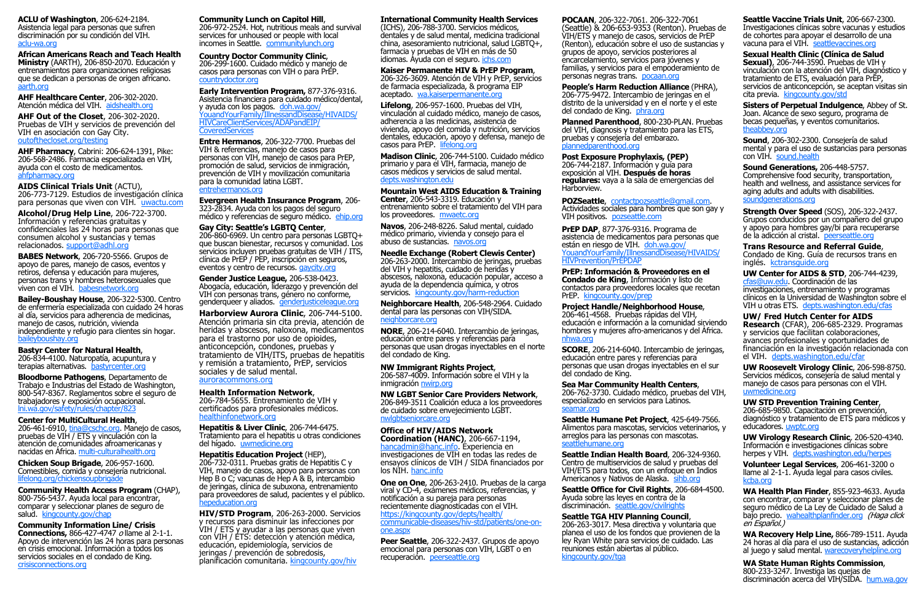**ACLU of Washington**, 206-624-2184. Asistencia legal para personas que sufren discriminación por su condición del VIH. aclu-wa.org

**African Americans Reach and Teach Health Ministry** (AARTH), 206-850-2070. Educación y entrenamientos para organizaciones religiosas que se dedican a personas de origen africano. aarth.org

**AHF Healthcare Center**, 206-302-2020. Atención médica del VIH. aidshealth.org

**AHF Out of the Closet**, 206-302-2020. Pruebas de VIH y servicios de prevención del VIH en asociación con Gay City. outofthecloset.org/testing

**AHF Pharmacy**, Cabrini: 206-624-1391, Pike: 206-568-2486. Farmacia especializada en VIH, ayuda con el costo de medicamentos. ahfpharmacy.org

**AIDS Clinical Trials Unit** (ACTU), 206-773-7129. Estudios de investigación clínica para personas que viven con VIH. uwactu.com

**Alcohol/Drug Help Line**, 206-722-3700. Información y referencias gratuitas y confidenciales las 24 horas para personas que consumen alcohol y sustancias y temas relacionados. support@adhl.org

**BABES Network**, 206-720-5566. Grupos de apoyo de pares, manejo de casos, eventos y retiros, defensa y educación para mujeres, personas trans y hombres heterosexuales que viven con el VIH. babesnetwork.org

**Bailey-Boushay House**, 206-322-5300. Centro de enfermería especializada con cuidado 24 horas al día, servicios para adherencia de medicinas, manejo de casos, nutrición, vivienda independiente y refugio para clientes sin hogar. baileyboushay.org

**Bastyr Center for Natural Health**, 206-834-4100. Naturopatía, acupuntura y terapias alternativas. bastyrcenter.org

**Bloodborne Pathogens**, Departamento de Trabajo e Industrias del Estado de Washington, 800-547-8367. Reglamentos sobre el seguro de trabajadores y exposición ocupacional. lni.wa.gov/safety/rules/chapter/823

**Center for MultiCultural Health**, 206-461-6910, tina@cschc.org. Manejo de casos, pruebas de VIH / ETS y vinculación con la atención de comunidades afroamericanas y nacidas en África. multi-culturalhealth.org

**Chicken Soup Brigade**, 206-957-1600. Comestibles, comida y consejería nutricional. lifelong.org/chickensoupbrigade

**Community Health Access Program** (CHAP), 800-756-5437. Ayuda local para encontrar, comparar y seleccionar planes de seguro de salud. kingcounty.gov/chap

**Community Information Line/ Crisis Connections,** 866-427-4747 *o* llame al 2-1-1. Apoyo de intervención las 24 horas para personas en crisis emocional. Información a todos los servicios sociales en el condado de King. crisisconnections.org

**Community Lunch on Capitol Hill**, 206-972-2524. Hot, nutritious meals and survival services for unhoused or people with local incomes in Seattle. communitylunch.org

**Country Doctor Community Clinic**, 206-299-1600. Cuidado médico y manejo de casos para personas con VIH o para PrEP. countrydoctor.org

**Early Intervention Program,** 877-376-9316. Asistencia financiera para cuidado médico/dental, y ayuda con los pagos. doh.wa.gov/YouandYourFamily/IllnessandDisease/HIVAIDS/HIVCareClientServices/ADAPandEIP/CoveredServices

**Entre Hermanos**, 206-322-7700. Pruebas del VIH & referencias, manejo de casos para personas con VIH, manejo de casos para PrEP, promoción de salud, servicios de inmigración, prevención de VIH y movilización comunitaria para la comunidad latina LGBT. entrehermanos.org

**Evergreen Health Insurance Program**, 206-323-2834. Ayuda con los pagos del seguro médico y referencias de seguro médico. ehip.org

**Gay City: Seattle's LGBTQ Center**, 206-860-6969. Un centro para personas LGBTQ+ que buscan bienestar, recursos y comunidad. Los servicios incluyen pruebas gratuitas de VIH / ITS, clínica de PrEP / PEP, inscripción en seguros, eventos y centro de recursos. gaycity.org

**Gender Justice League,** 206-538-0423. Abogacía, educación, liderazgo y prevención del VIH con personas trans, género no conforme, genderqueer y aliados. genderjusticeleague.org

**Harborview Aurora Clinic**, 206-744-5100. Atención primaria sin cita previa, atención de heridas y abscesos, naloxona, medicamentos para el trastorno por uso de opioides, anticoncepción, condones, pruebas y tratamiento de VIH/ITS, pruebas de hepatitis y remisión a tratamiento, PrEP, servicios sociales y de salud mental. auroracommons.org

**Health Information Network**, 206-784-5655. Entrenamiento de VIH y certificados para profesionales médicos. healthinfonetwork.org

**Hepatitis & Liver Clinic**, 206-744-6475. Tratamiento para el hepatitis u otras condiciones del hígado. uwmedicine.org

**Hepatitis Education Project** (HEP), 206-732-0311. Pruebas gratis de Hepatitis C y VIH, manejo de casos, apoyo para personas con Hep B o C; vacunas de Hep A & B, intercambio de jeringas, clínica de subuxona, entrenamiento para proveedores de salud, pacientes y el público. hepeducation.org

**HIV/STD Program**, 206-263-2000. Servicios y recursos para disminuir las infecciones por VIH / ETS y ayudar a las personas que viven con VIH / ETS: detección y atención médica, educación, epidemiología, servicios de jeringas / prevención de sobredosis, planificación comunitaria. kingcounty.gov/hiv

**International Community Health Services** (ICHS), 206-788-3700. Servicios médicos, dentales y de salud mental, medicina tradicional china, asesoramiento nutricional, salud LGBTQ+, farmacia y pruebas de VIH en más de 50 idiomas. Ayuda con el seguro. ichs.com

**Kaiser Permanente HIV & PrEP Program**, 206-326-3609. Atención de VIH y PrEP, servicios de farmacia especializada, & programa EIP aceptado. wa.kaiserpermanente.org

**Lifelong**, 206-957-1600. Pruebas del VIH, vinculación al cuidado médico, manejo de casos, adherencia a las medicinas, asistencia de vivienda, apoyo del comida y nutrición, servicios dentales, educación, apoyo y defensa, manejo de casos para PrEP. lifelong.org

**Madison Clinic**, 206-744-5100. Cuidado médico primario y para el VIH, farmacia, manejo de casos médicos y servicios de salud mental. depts.washington.edu

**Mountain West AIDS Education & Training Center**, 206-543-3319. Educación y entrenamiento sobre el tratamiento del VIH para los proveedores. mwaetc.org

**Navos**, 206-248-8226. Salud mental, cuidado médico primario, vivienda y consejo para el abuso de sustancias. navos.org

**Needle Exchange (Robert Clewis Center)** 206-263-2000. Intercambio de jeringas, pruebas del VIH y hepatitis, cuidado de heridas y abscesos, naloxona, educación popular, acceso a ayuda de la dependencia química, y otros servicios. kingcounty.gov/harm-reduction

**Neighborcare Health**, 206-548-2964. Cuidado dental para las personas con VIH/SIDA. neighborcare.org

**NORE**, 206-214-6040. Intercambio de jeringas, educación entre pares y referencias para personas que usan drogas inyectables en el norte del condado de King.

**NW Immigrant Rights Project**, 206-587-4009. Información sobre el VIH y la inmigración nwirp.org

**NW LGBT Senior Care Providers Network**, 206-849-3511 Coalición educa a los proveedores de cuidado sobre envejecimiento LGBT. nwlgbtseniorcare.org

**Office of HIV/AIDS Network Coordination (HANC)**, 206-667-1194, hancadmin@hanc.info. Experiencia en investigaciones de VIH en todas las redes de ensayos clínicos de VIH / SIDA financiados por los NIH. hanc.info

**One on One**, 206-263-2410. Pruebas de la carga viral y CD-4, exámenes médicos, referencias, y notificación a su pareja para personas recientemente diagnosticadas con el VIH. https://kingcounty.gov/depts/health/communicable-diseases/hiv-std/patients/one-on-one.aspx

**Peer Seattle**, 206-322-2437. Grupos de apoyo emocional para personas con VIH, LGBT o en recuperación. peerseattle.org

**POCAAN**, 206-322-7061. 206-322-7061 (Seattle) & 206-653-9353 (Renton). Pruebas de VIH/ETS y manejo de casos, servicios de PrEP (Renton), educación sobre el uso de sustancias y grupos de apoyo, servicios posteriores al encarcelamiento, servicios para jóvenes y familias, y servicios para el empoderamiento de personas negras trans. pocaan.org

**People's Harm Reduction Alliance** (PHRA), 206-775-9472. Intercambio de jeringas en el distrito de la universidad y en el norte y el este del condado de King. phra.org

**Planned Parenthood**, 800-230-PLAN. Pruebas del VIH, diagnosis y tratamiento para las ETS, pruebas y consejería del embarazo. plannedparenthood.org

**Post Exposure Prophylaxis, (PEP)** 206-744-2187. Información y guía para exposición al VIH. **Después de horas regulares:** vaya a la sala de emergencias del Harborview.

**POZSeattle**, contactpozseattle@gmail.com. Actividades sociales para hombres que son gay y VIH positivos. pozseattle.com

**PrEP DAP**, 877-376-9316. Programa de asistencia de medicamentos para personas que están en riesgo de VIH. doh.wa.gov/YouandYourFamily/IllnessandDisease/HIVAIDS/HIVPrevention/PrEPDAP

**PrEP: Información & Proveedores en el Condado de King**, Información y listo de contactos para proveedores locales que recetan PrEP. kingcounty.gov/prep

**Project Handle/Neighborhood House**, 206-461-4568. Pruebas rápidas del VIH, educación e información a la comunidad sirviendo hombres y mujeres afro-americanos y del África. nhwa.org

**SCORE**, 206-214-6040. Intercambio de jeringas, educación entre pares y referencias para personas que usan drogas inyectables en el sur del condado de King.

**Sea Mar Community Health Centers**, 206-762-3730. Cuidado médico, pruebas del VIH, especializado en servicios para Latinos. seamar.org

**Seattle Humane Pet Project**, 425-649-7566. Alimentos para mascotas, servicios veterinarios, y arreglos para las personas con mascotas. seattlehumane.org

**Seattle Indian Health Board**, 206-324-9360. Centro de multiservicios de salud y pruebas del VIH/ETS para todos, con un enfoque en Indios Americanos y Nativos de Alaska. sihb.org

**Seattle Office for Civil Rights**, 206-684-4500. Ayuda sobre las leyes en contra de la discriminación. seattle.gov/civilrights

**Seattle TGA HIV Planning Council**, 206-263-3017. Mesa directiva y voluntaria que planea el uso de los fondos que provienen de la ley Ryan White para servicios de cuidado. Las reuniones están abiertas al público. kingcounty.gov/tga

**Seattle Vaccine Trials Unit**, 206-667-2300. Investigaciones clínicas sobre vacunas y estudios de cohortes para apoyar el desarrollo de una vacuna para el VIH. seattlevaccines.org

**Sexual Health Clinic (Clínica de Salud Sexual)**, 206-744-3590. Pruebas de VIH y vinculación con la atención del VIH, diagnóstico y tratamiento de ETS, evaluación para PrEP, servicios de anticoncepción, se aceptan visitas sin cita previa. kingcounty.gov/std

**Sisters of Perpetual Indulgence**, Abbey of St. Joan. Alcance de sexo seguro, programa de becas pequeñas, y eventos comunitarios. theabbey.org

**Sound**, 206-302-2300. Consejería de salud mental y para el uso de sustancias para personas con VIH. sound.health

**Sound Generations,** 206-448-5757. Comprehensive food security, transportation, health and wellness, and assistance services for aging adults and adults with disabilities. soundgenerations.org

**Strength Over Speed** (SOS), 206-322-2437. Grupos conducidos por un compañero del grupo y apoyo para hombres gay/bi para recuperarse de la adicción al cristal. peerseattle.org

**Trans Resource and Referral Guide**, Condado de King. Guía de recursos trans en inglés. kctransguide.org

**UW Center for AIDS & STD**, 206-744-4239, cfas@uw.edu. Coordinación de las investigaciones, entrenamiento y programas clínicos en la Universidad de Washington sobre el VIH u otras ETS. depts.washington.edu/cfas

**UW/ Fred Hutch Center for AIDS Research** (CFAR), 206-685-2329. Programas y servicios que facilitan colaboraciones, avances profesionales y oportunidades de financiación en la investigación relacionada con el VIH. depts.washington.edu/cfar

**UW Roosevelt Virology Clinic**, 206-598-8750. Servicios médicos, consejería de salud mental y manejo de casos para personas con el VIH. uwmedicine.org

**UW STD Prevention Training Center**, 206-685-9850. Capacitación en prevención, diagnóstico y tratamiento de ETS para médicos y educadores. uwptc.org

**UW Virology Research Clinic**, 206-520-4340. Información e investigaciones clínicas sobre herpes y VIH. depts.washington.edu/herpes

**Volunteer Legal Services**, 206-461-3200 o llame al 2-1-1. Ayuda legal para casos civiles. kcba.org

**WA Health Plan Finder**, 855-923-4633. Ayuda con encontrar, comparar y seleccionar planes de seguro médico de La Ley de Cuidado de Salud a bajo precio. wahealthplanfinder.org *(Haga click en Español.)*

**WA Recovery Help Line,** 866-789-1511. Ayuda 24 horas al día para el uso de sustancias, adicción al juego y salud mental. warecoveryhelpline.org

**WA State Human Rights Commission**, 800-233-3247. Investiga las quejas de discriminación acerca del VIH/SIDA. hum.wa.gov